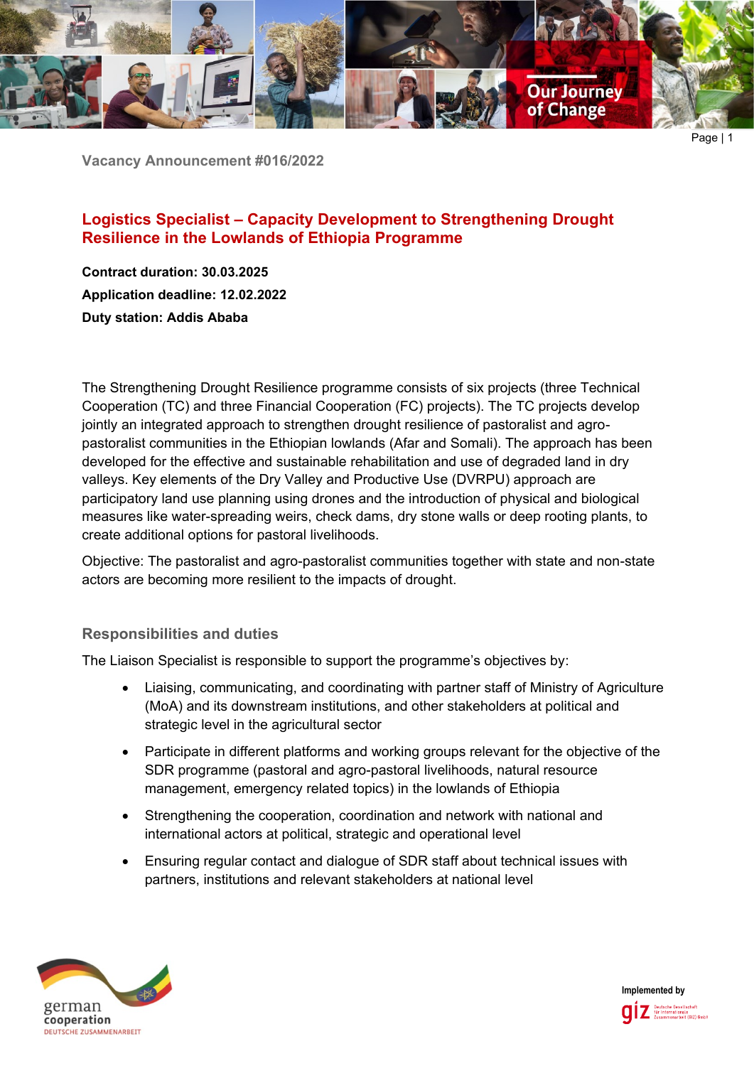Vacancy Announcement #016/2022

# Logistics Specialist – Capacity Development to Strengthening Drought Resilience in the Lowlands of Ethiopia Programme

**Contract duration: 30.03.2025**

**Application deadline: 12.02.2022**

**Duty station: Addis Ababa**

The Strengthening Drought Resilience programme consists of six projects (three Technical Cooperation (TC) and three Financial Cooperation (FC) projects). The TC projects develop jointly an integrated approach to strengthen drought resilience of pastoralist and agro-pastoralist communities in the Ethiopian lowlands (Afar and Somali). The approach has been developed for the effective and sustainable rehabilitation and use of degraded land in dry valleys. Key elements of the Dry Valley and Productive Use (DVRPU) approach are participatory land use planning using drones and the introduction of physical and biological measures like water-spreading weirs, check dams, dry stone walls or deep rooting plants, to create additional options for pastoral livelihoods.

Objective: The pastoralist and agro-pastoralist communities together with state and non-state actors are becoming more resilient to the impacts of drought.

## Responsibilities and duties

The Liaison Specialist is responsible to support the programme's objectives by:

- Liaising, communicating, and coordinating with partner staff of Ministry of Agriculture (MoA) and its downstream institutions, and other stakeholders at political and strategic level in the agricultural sector
- Participate in different platforms and working groups relevant for the objective of the SDR programme (pastoral and agro-pastoral livelihoods, natural resource management, emergency related topics) in the lowlands of Ethiopia
- Strengthening the cooperation, coordination and network with national and international actors at political, strategic and operational level
- Ensuring regular contact and dialogue of SDR staff about technical issues with partners, institutions and relevant stakeholders at national level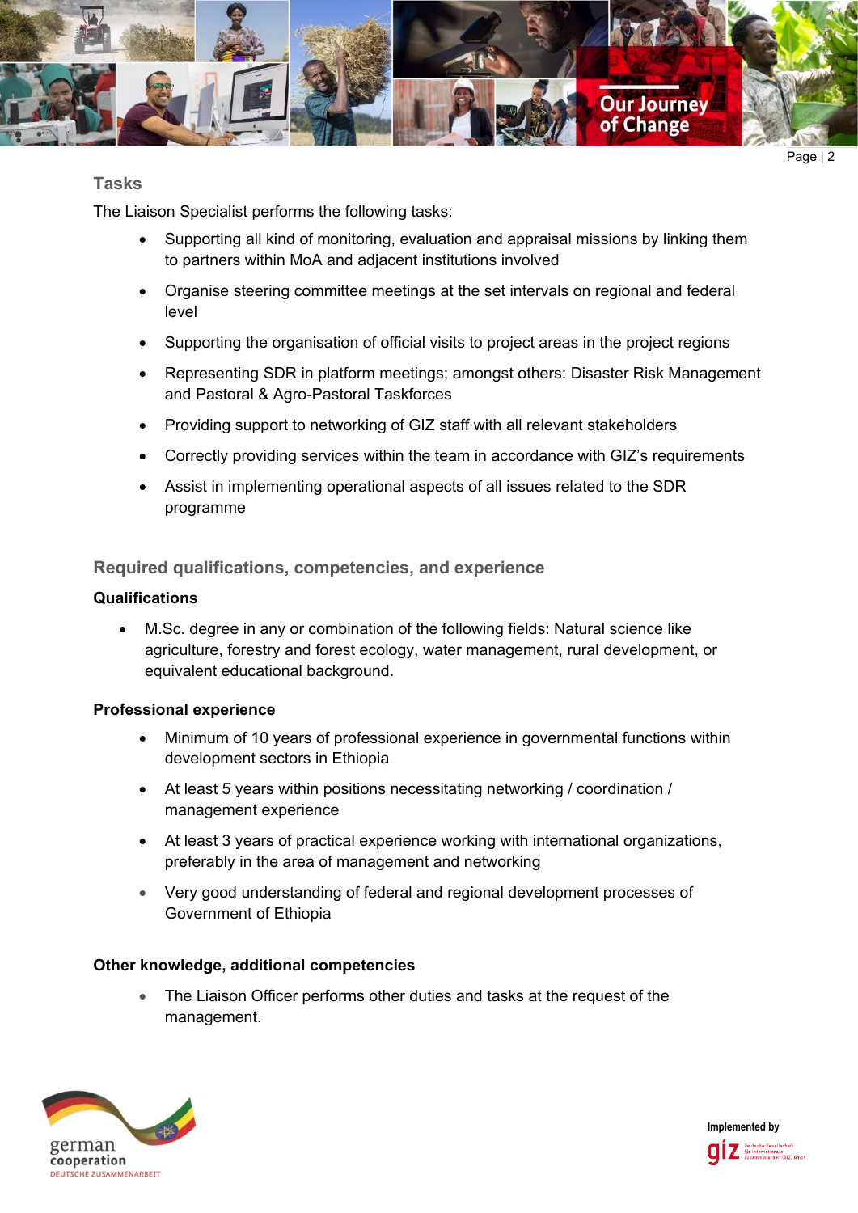## Tasks

The Liaison Specialist performs the following tasks:

- Supporting all kind of monitoring, evaluation and appraisal missions by linking them to partners within MoA and adjacent institutions involved
- Organise steering committee meetings at the set intervals on regional and federal level
- Supporting the organisation of official visits to project areas in the project regions
- Representing SDR in platform meetings; amongst others: Disaster Risk Management and Pastoral & Agro-Pastoral Taskforces
- Providing support to networking of GIZ staff with all relevant stakeholders
- Correctly providing services within the team in accordance with GIZ's requirements
- Assist in implementing operational aspects of all issues related to the SDR programme

## Required qualifications, competencies, and experience

### Qualifications

- M.Sc. degree in any or combination of the following fields: Natural science like agriculture, forestry and forest ecology, water management, rural development, or equivalent educational background.

### Professional experience

- Minimum of 10 years of professional experience in governmental functions within development sectors in Ethiopia
- At least 5 years within positions necessitating networking / coordination / management experience
- At least 3 years of practical experience working with international organizations, preferably in the area of management and networking
- Very good understanding of federal and regional development processes of Government of Ethiopia

### Other knowledge, additional competencies

- The Liaison Officer performs other duties and tasks at the request of the management.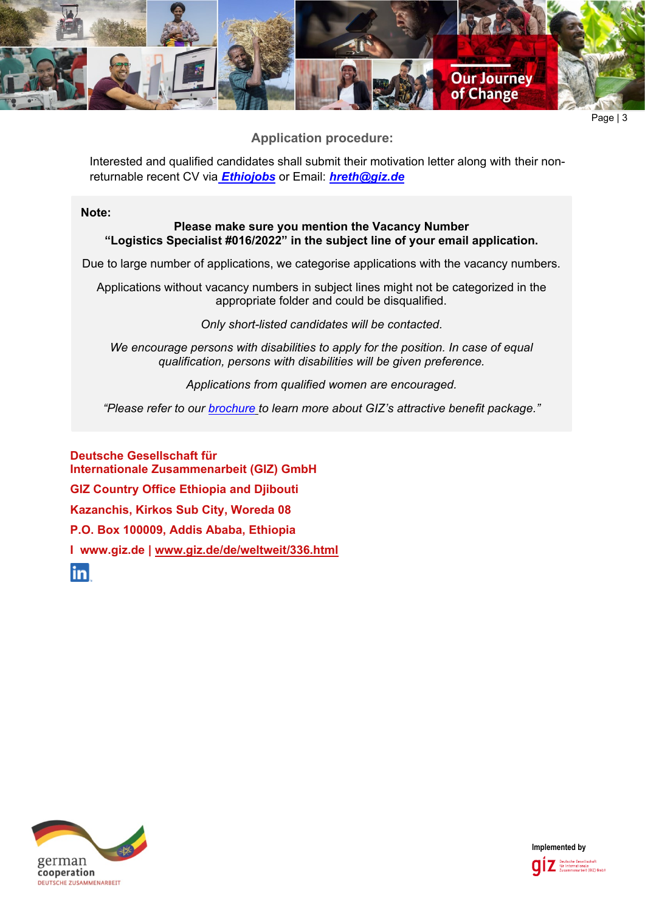## Application procedure:

Interested and qualified candidates shall submit their motivation letter along with their non-returnable recent CV via ***Ethiojobs*** or Email: ***hreth@giz.de***

**Note:**

**Please make sure you mention the Vacancy Number "Logistics Specialist #016/2022" in the subject line of your email application.**

Due to large number of applications, we categorise applications with the vacancy numbers.

Applications without vacancy numbers in subject lines might not be categorized in the appropriate folder and could be disqualified.

*Only short-listed candidates will be contacted.*

*We encourage persons with disabilities to apply for the position. In case of equal qualification, persons with disabilities will be given preference.*

*Applications from qualified women are encouraged.*

*"Please refer to our brochure to learn more about GIZ's attractive benefit package."*

**Deutsche Gesellschaft für Internationale Zusammenarbeit (GIZ) GmbH**

**GIZ Country Office Ethiopia and Djibouti**

**Kazanchis, Kirkos Sub City, Woreda 08**

**P.O. Box 100009, Addis Ababa, Ethiopia**

**I www.giz.de | www.giz.de/de/weltweit/336.html**